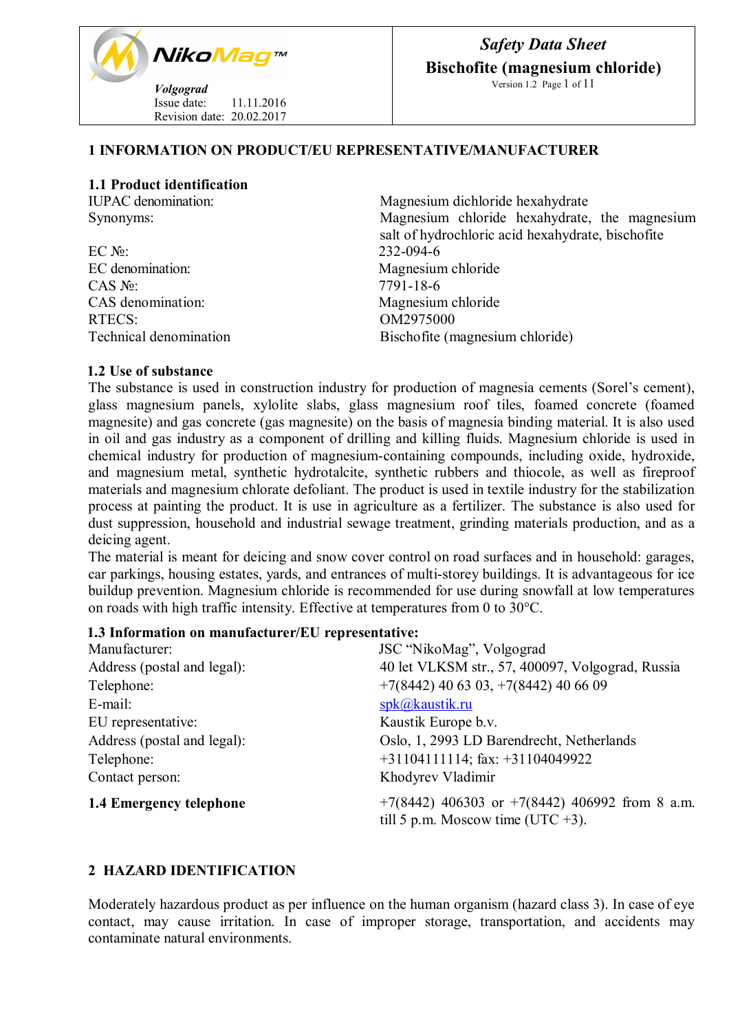| NikoMag™ *Volgograd* Issue date: 11.11.2016 Revision date: 20.02.2017 | ***Safety Data Sheet*** **Bischofite (magnesium chloride)** Version 1.2 |
|---|---|

## 1 INFORMATION ON PRODUCT/EU REPRESENTATIVE/MANUFACTURER

### 1.1 Product identification

| | |
|---|---|
| IUPAC denomination: | Magnesium dichloride hexahydrate |
| Synonyms: | Magnesium chloride hexahydrate, the magnesium salt of hydrochloric acid hexahydrate, bischofite |
| EC №: | 232-094-6 |
| EC denomination: | Magnesium chloride |
| CAS №: | 7791-18-6 |
| CAS denomination: | Magnesium chloride |
| RTECS: | OM2975000 |
| Technical denomination | Bischofite (magnesium chloride) |

### 1.2 Use of substance

The substance is used in construction industry for production of magnesia cements (Sorel's cement), glass magnesium panels, xylolite slabs, glass magnesium roof tiles, foamed concrete (foamed magnesite) and gas concrete (gas magnesite) on the basis of magnesia binding material. It is also used in oil and gas industry as a component of drilling and killing fluids. Magnesium chloride is used in chemical industry for production of magnesium-containing compounds, including oxide, hydroxide, and magnesium metal, synthetic hydrotalcite, synthetic rubbers and thiocole, as well as fireproof materials and magnesium chlorate defoliant. The product is used in textile industry for the stabilization process at painting the product. It is use in agriculture as a fertilizer. The substance is also used for dust suppression, household and industrial sewage treatment, grinding materials production, and as a deicing agent.

The material is meant for deicing and snow cover control on road surfaces and in household: garages, car parkings, housing estates, yards, and entrances of multi-storey buildings. It is advantageous for ice buildup prevention. Magnesium chloride is recommended for use during snowfall at low temperatures on roads with high traffic intensity. Effective at temperatures from 0 to 30°C.

### 1.3 Information on manufacturer/EU representative:

| | |
|---|---|
| Manufacturer: | JSC "NikoMag", Volgograd |
| Address (postal and legal): | 40 let VLKSM str., 57, 400097, Volgograd, Russia |
| Telephone: | +7(8442) 40 63 03, +7(8442) 40 66 09 |
| E-mail: | spk@kaustik.ru |
| EU representative: | Kaustik Europe b.v. |
| Address (postal and legal): | Oslo, 1, 2993 LD Barendrecht, Netherlands |
| Telephone: | +31104111114; fax: +31104049922 |
| Contact person: | Khodyrev Vladimir |

### 1.4 Emergency telephone

+7(8442) 406303 or +7(8442) 406992 from 8 a.m. till 5 p.m. Moscow time (UTC +3).

## 2 HAZARD IDENTIFICATION

Moderately hazardous product as per influence on the human organism (hazard class 3). In case of eye contact, may cause irritation. In case of improper storage, transportation, and accidents may contaminate natural environments.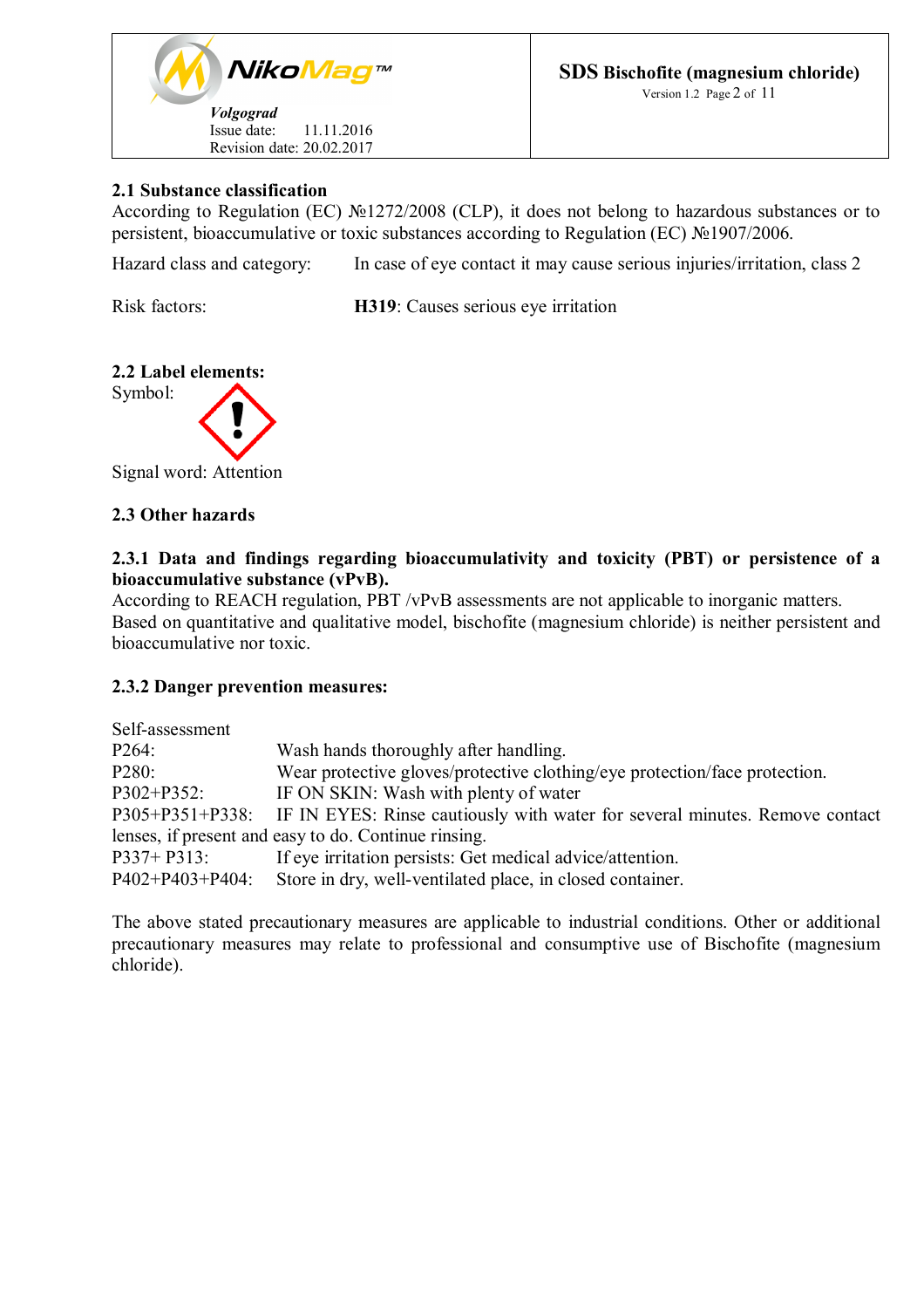### 2.1 Substance classification

According to Regulation (EC) №1272/2008 (CLP), it does not belong to hazardous substances or to persistent, bioaccumulative or toxic substances according to Regulation (EC) №1907/2006.

Hazard class and category: In case of eye contact it may cause serious injuries/irritation, class 2

Risk factors: **H319**: Causes serious eye irritation

### 2.2 Label elements:

Symbol:

Signal word: Attention

### 2.3 Other hazards

#### 2.3.1 Data and findings regarding bioaccumulativity and toxicity (PBT) or persistence of a bioaccumulative substance (vPvB).

According to REACH regulation, PBT /vPvB assessments are not applicable to inorganic matters. Based on quantitative and qualitative model, bischofite (magnesium chloride) is neither persistent and bioaccumulative nor toxic.

#### 2.3.2 Danger prevention measures:

Self-assessment

P264: Wash hands thoroughly after handling.

P280: Wear protective gloves/protective clothing/eye protection/face protection.

P302+P352: IF ON SKIN: Wash with plenty of water

P305+P351+P338: IF IN EYES: Rinse cautiously with water for several minutes. Remove contact lenses, if present and easy to do. Continue rinsing.

P337+ P313: If eye irritation persists: Get medical advice/attention.

P402+P403+P404: Store in dry, well-ventilated place, in closed container.

The above stated precautionary measures are applicable to industrial conditions. Other or additional precautionary measures may relate to professional and consumptive use of Bischofite (magnesium chloride).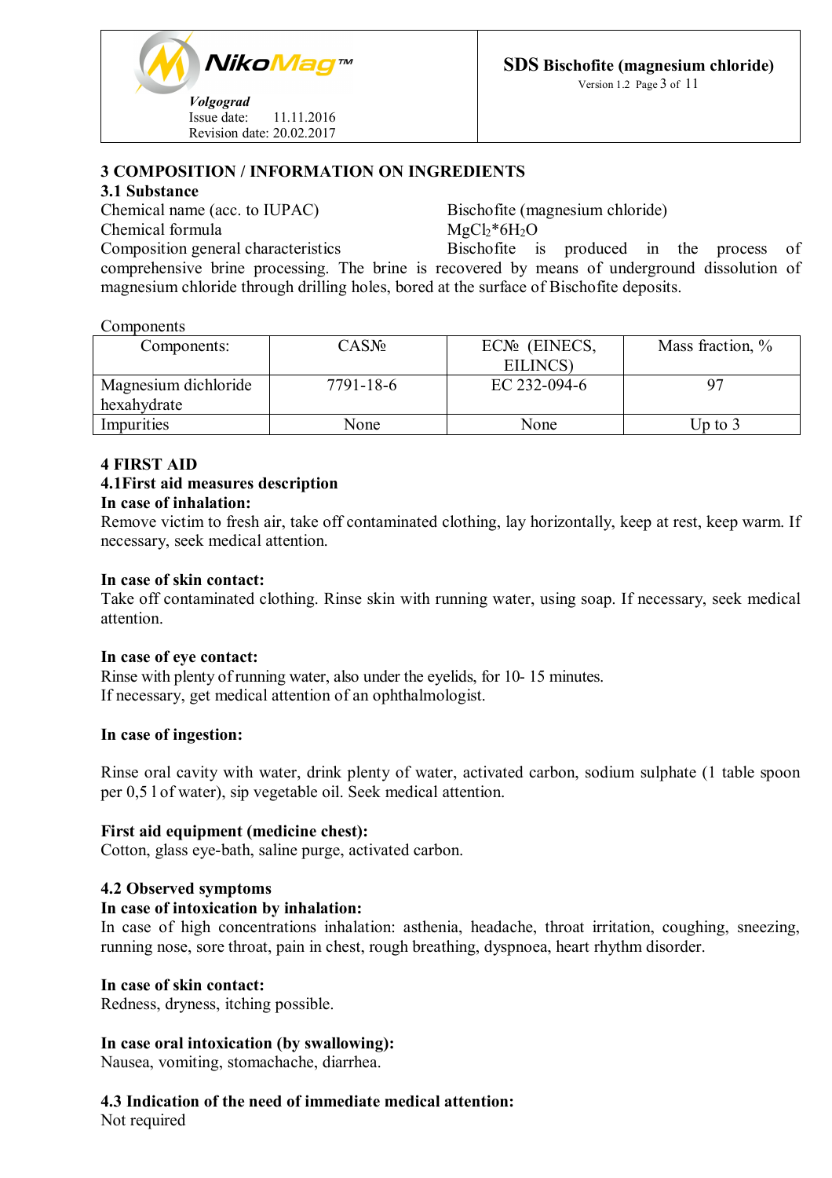## 3 COMPOSITION / INFORMATION ON INGREDIENTS

### 3.1 Substance

Chemical name (acc. to IUPAC) Bischofite (magnesium chloride)

Chemical formula $MgCl_2*6H_2O$

Composition general characteristics Bischofite is produced in the process of comprehensive brine processing. The brine is recovered by means of underground dissolution of magnesium chloride through drilling holes, bored at the surface of Bischofite deposits.

Components

| Components: | CAS№ | EC№ (EINECS, EILINCS) | Mass fraction, % |
|---|---|---|---|
| Magnesium dichloride hexahydrate | 7791-18-6 | EC 232-094-6 | 97 |
| Impurities | None | None | Up to 3 |

## 4 FIRST AID

### 4.1First aid measures description

**In case of inhalation:**

Remove victim to fresh air, take off contaminated clothing, lay horizontally, keep at rest, keep warm. If necessary, seek medical attention.

**In case of skin contact:**

Take off contaminated clothing. Rinse skin with running water, using soap. If necessary, seek medical attention.

**In case of eye contact:**

Rinse with plenty of running water, also under the eyelids, for 10- 15 minutes.
If necessary, get medical attention of an ophthalmologist.

**In case of ingestion:**

Rinse oral cavity with water, drink plenty of water, activated carbon, sodium sulphate (1 table spoon per 0,5 l of water), sip vegetable oil. Seek medical attention.

**First aid equipment (medicine chest):**

Cotton, glass eye-bath, saline purge, activated carbon.

### 4.2 Observed symptoms

**In case of intoxication by inhalation:**

In case of high concentrations inhalation: asthenia, headache, throat irritation, coughing, sneezing, running nose, sore throat, pain in chest, rough breathing, dyspnoea, heart rhythm disorder.

**In case of skin contact:**

Redness, dryness, itching possible.

**In case oral intoxication (by swallowing):**

Nausea, vomiting, stomachache, diarrhea.

### 4.3 Indication of the need of immediate medical attention:

Not required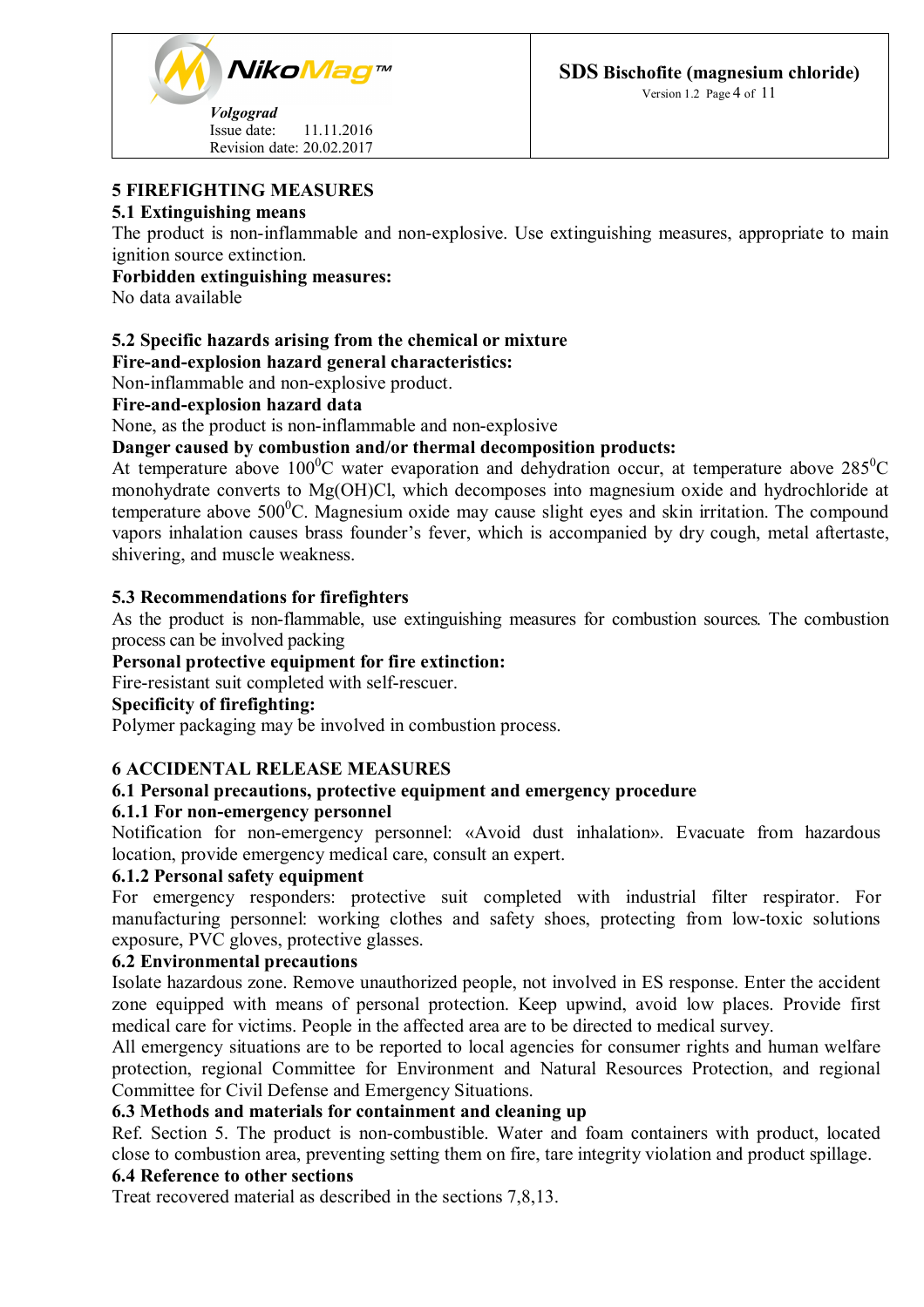# 5 FIREFIGHTING MEASURES

## 5.1 Extinguishing means

The product is non-inflammable and non-explosive. Use extinguishing measures, appropriate to main ignition source extinction.

**Forbidden extinguishing measures:**

No data available

## 5.2 Specific hazards arising from the chemical or mixture

**Fire-and-explosion hazard general characteristics:**

Non-inflammable and non-explosive product.

**Fire-and-explosion hazard data**

None, as the product is non-inflammable and non-explosive

**Danger caused by combustion and/or thermal decomposition products:**

At temperature above $100^0$C water evaporation and dehydration occur, at temperature above $285^0$C monohydrate converts to $Mg(OH)Cl$, which decomposes into magnesium oxide and hydrochloride at temperature above $500^0$C. Magnesium oxide may cause slight eyes and skin irritation. The compound vapors inhalation causes brass founder's fever, which is accompanied by dry cough, metal aftertaste, shivering, and muscle weakness.

## 5.3 Recommendations for firefighters

As the product is non-flammable, use extinguishing measures for combustion sources. The combustion process can be involved packing

**Personal protective equipment for fire extinction:**

Fire-resistant suit completed with self-rescuer.

**Specificity of firefighting:**

Polymer packaging may be involved in combustion process.

# 6 ACCIDENTAL RELEASE MEASURES

## 6.1 Personal precautions, protective equipment and emergency procedure

### 6.1.1 For non-emergency personnel

Notification for non-emergency personnel: «Avoid dust inhalation». Evacuate from hazardous location, provide emergency medical care, consult an expert.

### 6.1.2 Personal safety equipment

For emergency responders: protective suit completed with industrial filter respirator. For manufacturing personnel: working clothes and safety shoes, protecting from low-toxic solutions exposure, PVC gloves, protective glasses.

## 6.2 Environmental precautions

Isolate hazardous zone. Remove unauthorized people, not involved in ES response. Enter the accident zone equipped with means of personal protection. Keep upwind, avoid low places. Provide first medical care for victims. People in the affected area are to be directed to medical survey.

All emergency situations are to be reported to local agencies for consumer rights and human welfare protection, regional Committee for Environment and Natural Resources Protection, and regional Committee for Civil Defense and Emergency Situations.

## 6.3 Methods and materials for containment and cleaning up

Ref. Section 5. The product is non-combustible. Water and foam containers with product, located close to combustion area, preventing setting them on fire, tare integrity violation and product spillage.

## 6.4 Reference to other sections

Treat recovered material as described in the sections 7,8,13.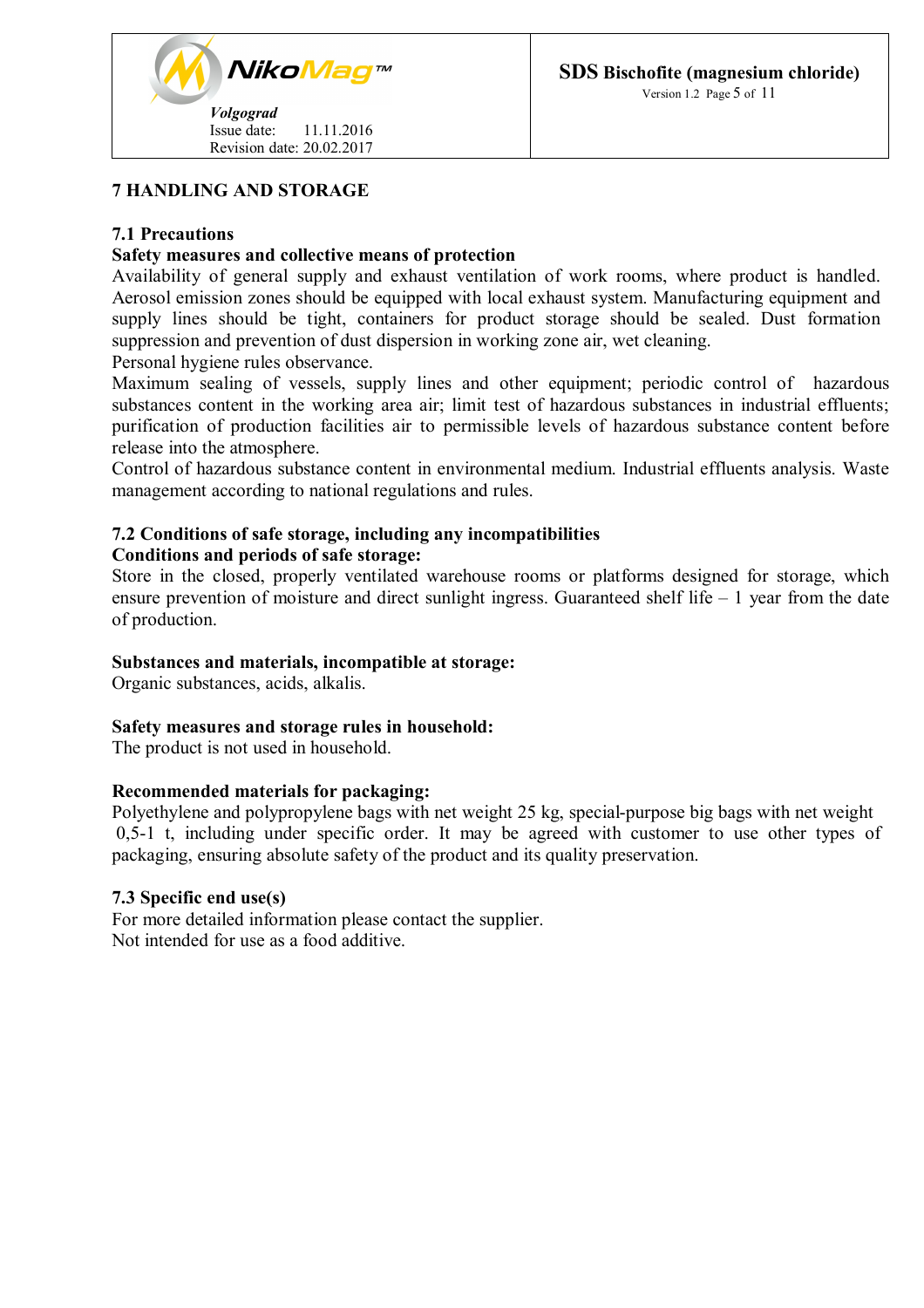## 7 HANDLING AND STORAGE

### 7.1 Precautions

**Safety measures and collective means of protection**

Availability of general supply and exhaust ventilation of work rooms, where product is handled. Aerosol emission zones should be equipped with local exhaust system. Manufacturing equipment and supply lines should be tight, containers for product storage should be sealed. Dust formation suppression and prevention of dust dispersion in working zone air, wet cleaning.

Personal hygiene rules observance.

Maximum sealing of vessels, supply lines and other equipment; periodic control of hazardous substances content in the working area air; limit test of hazardous substances in industrial effluents; purification of production facilities air to permissible levels of hazardous substance content before release into the atmosphere.

Control of hazardous substance content in environmental medium. Industrial effluents analysis. Waste management according to national regulations and rules.

### 7.2 Conditions of safe storage, including any incompatibilities

**Conditions and periods of safe storage:**

Store in the closed, properly ventilated warehouse rooms or platforms designed for storage, which ensure prevention of moisture and direct sunlight ingress. Guaranteed shelf life – 1 year from the date of production.

**Substances and materials, incompatible at storage:**

Organic substances, acids, alkalis.

**Safety measures and storage rules in household:**

The product is not used in household.

**Recommended materials for packaging:**

Polyethylene and polypropylene bags with net weight 25 kg, special-purpose big bags with net weight 0,5-1 t, including under specific order. It may be agreed with customer to use other types of packaging, ensuring absolute safety of the product and its quality preservation.

### 7.3 Specific end use(s)

For more detailed information please contact the supplier.

Not intended for use as a food additive.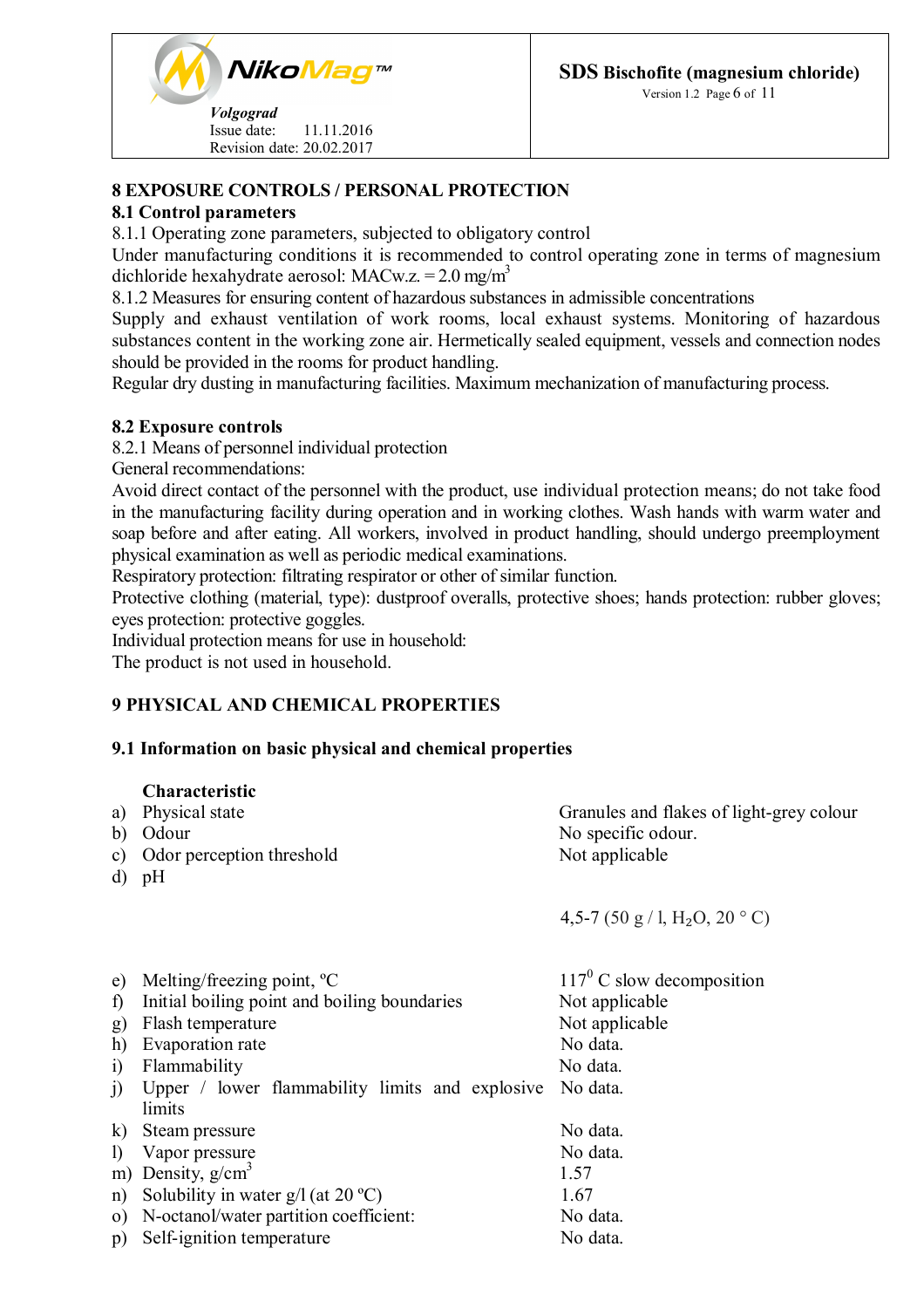## 8 EXPOSURE CONTROLS / PERSONAL PROTECTION

### 8.1 Control parameters

8.1.1 Operating zone parameters, subjected to obligatory control

Under manufacturing conditions it is recommended to control operating zone in terms of magnesium dichloride hexahydrate aerosol: MACw.z. = 2.0 mg/$m^3$

8.1.2 Measures for ensuring content of hazardous substances in admissible concentrations

Supply and exhaust ventilation of work rooms, local exhaust systems. Monitoring of hazardous substances content in the working zone air. Hermetically sealed equipment, vessels and connection nodes should be provided in the rooms for product handling.

Regular dry dusting in manufacturing facilities. Maximum mechanization of manufacturing process.

### 8.2 Exposure controls

8.2.1 Means of personnel individual protection

General recommendations:

Avoid direct contact of the personnel with the product, use individual protection means; do not take food in the manufacturing facility during operation and in working clothes. Wash hands with warm water and soap before and after eating. All workers, involved in product handling, should undergo preemployment physical examination as well as periodic medical examinations.

Respiratory protection: filtrating respirator or other of similar function.

Protective clothing (material, type): dustproof overalls, protective shoes; hands protection: rubber gloves; eyes protection: protective goggles.

Individual protection means for use in household:

The product is not used in household.

## 9 PHYSICAL AND CHEMICAL PROPERTIES

### 9.1 Information on basic physical and chemical properties

| | Characteristic | |
|---|---|---|
| a) | Physical state | Granules and flakes of light-grey colour |
| b) | Odour | No specific odour. |
| c) | Odor perception threshold | Not applicable |
| d) | pH | 4,5-7 (50 g / l, $H_2O$, 20 ° C) |
| e) | Melting/freezing point, ºC | $117^0$ C slow decomposition |
| f) | Initial boiling point and boiling boundaries | Not applicable |
| g) | Flash temperature | Not applicable |
| h) | Evaporation rate | No data. |
| i) | Flammability | No data. |
| j) | Upper / lower flammability limits and explosive limits | No data. |
| k) | Steam pressure | No data. |
| l) | Vapor pressure | No data. |
| m) | Density, g/$cm^3$ | 1.57 |
| n) | Solubility in water g/l (at 20 ºC) | 1.67 |
| o) | N-octanol/water partition coefficient: | No data. |
| p) | Self-ignition temperature | No data. |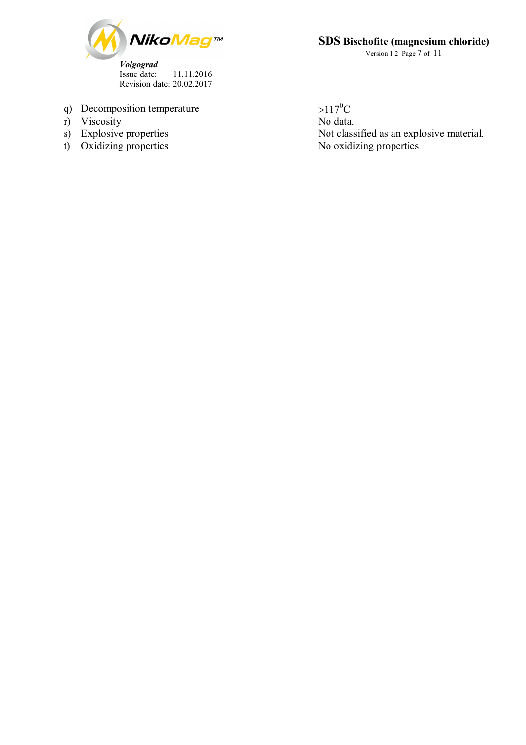| | | |
|---|---|---|
| q) | Decomposition temperature | >117$^0$C |
| r) | Viscosity | No data. |
| s) | Explosive properties | Not classified as an explosive material. |
| t) | Oxidizing properties | No oxidizing properties |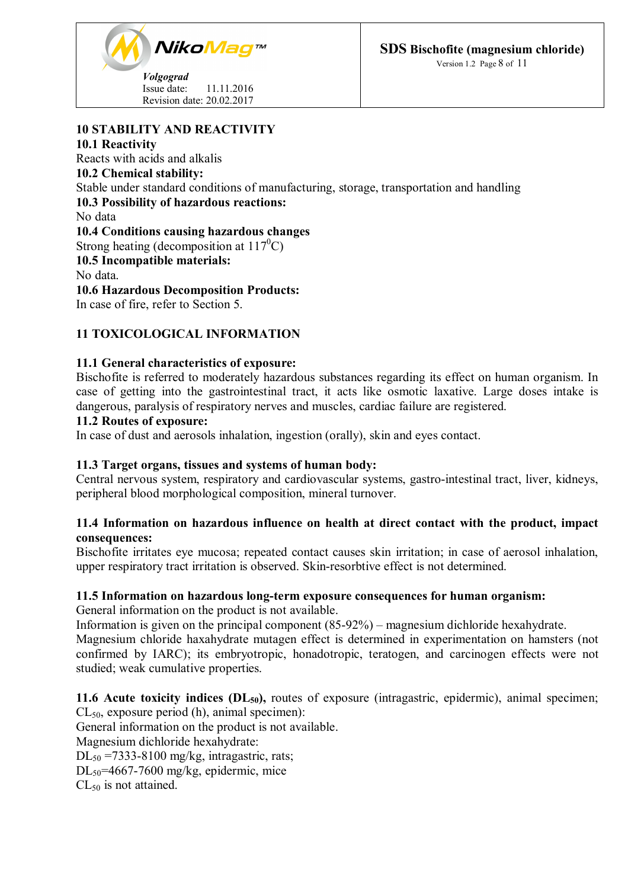## 10 STABILITY AND REACTIVITY

### 10.1 Reactivity

Reacts with acids and alkalis

### 10.2 Chemical stability:

Stable under standard conditions of manufacturing, storage, transportation and handling

### 10.3 Possibility of hazardous reactions:

No data

### 10.4 Conditions causing hazardous changes

Strong heating (decomposition at $117^0$C)

### 10.5 Incompatible materials:

No data.

### 10.6 Hazardous Decomposition Products:

In case of fire, refer to Section 5.

## 11 TOXICOLOGICAL INFORMATION

### 11.1 General characteristics of exposure:

Bischofite is referred to moderately hazardous substances regarding its effect on human organism. In case of getting into the gastrointestinal tract, it acts like osmotic laxative. Large doses intake is dangerous, paralysis of respiratory nerves and muscles, cardiac failure are registered.

### 11.2 Routes of exposure:

In case of dust and aerosols inhalation, ingestion (orally), skin and eyes contact.

### 11.3 Target organs, tissues and systems of human body:

Central nervous system, respiratory and cardiovascular systems, gastro-intestinal tract, liver, kidneys, peripheral blood morphological composition, mineral turnover.

### 11.4 Information on hazardous influence on health at direct contact with the product, impact consequences:

Bischofite irritates eye mucosa; repeated contact causes skin irritation; in case of aerosol inhalation, upper respiratory tract irritation is observed. Skin-resorbtive effect is not determined.

### 11.5 Information on hazardous long-term exposure consequences for human organism:

General information on the product is not available.
Information is given on the principal component (85-92%) – magnesium dichloride hexahydrate.
Magnesium chloride haxahydrate mutagen effect is determined in experimentation on hamsters (not confirmed by IARC); its embryotropic, honadotropic, teratogen, and carcinogen effects were not studied; weak cumulative properties.

**11.6 Acute toxicity indices ($DL_{50}$),** routes of exposure (intragastric, epidermic), animal specimen; $CL_{50}$, exposure period (h), animal specimen):
General information on the product is not available.
Magnesium dichloride hexahydrate:
$DL_{50}$ =7333-8100 mg/kg, intragastric, rats;
$DL_{50}$=4667-7600 mg/kg, epidermic, mice
$CL_{50}$ is not attained.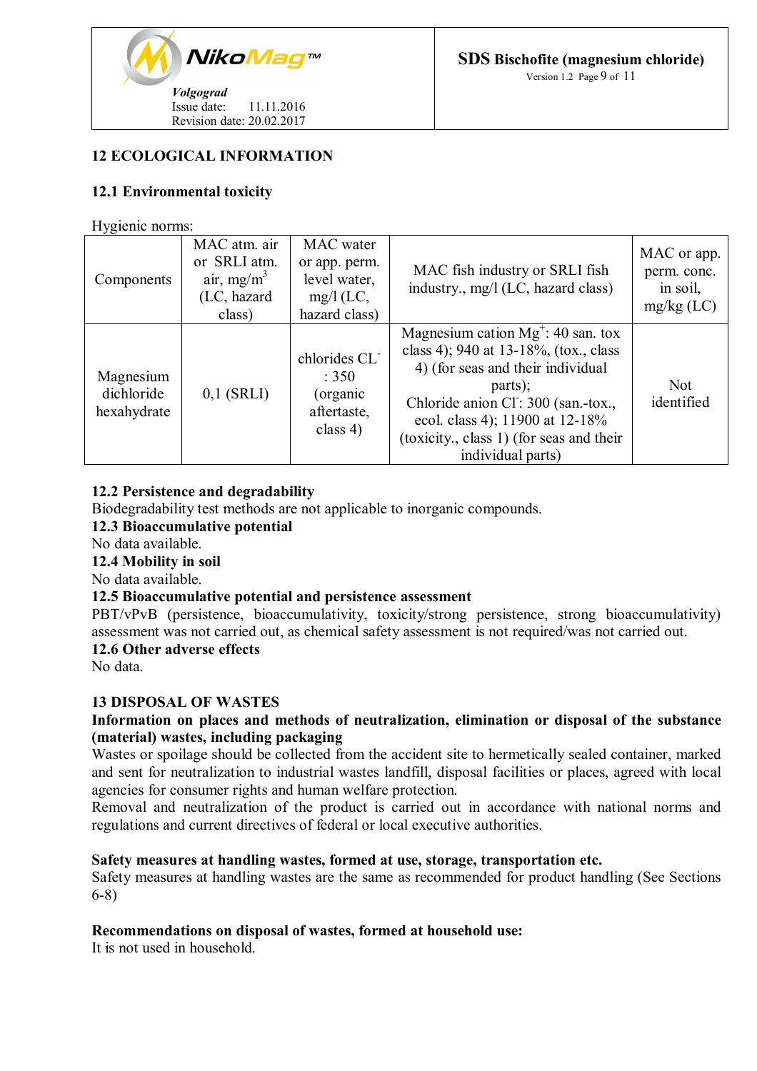## 12 ECOLOGICAL INFORMATION

### 12.1 Environmental toxicity

Hygienic norms:

| Components | MAC atm. air or SRLI atm. air, mg/m$^3$ (LC, hazard class) | MAC water or app. perm. level water, mg/l (LC, hazard class) | MAC fish industry or SRLI fish industry., mg/l (LC, hazard class) | MAC or app. perm. conc. in soil, mg/kg (LC) |
|---|---|---|---|---|
| Magnesium dichloride hexahydrate | 0,1 (SRLI) | chlorides $CL^-$ : 350 (organic aftertaste, class 4) | Magnesium cation $Mg^+$: 40 san. tox class 4); 940 at 13-18%, (tox., class 4) (for seas and their individual parts); Chloride anion $Cl^-$: 300 (san.-tox., ecol. class 4); 11900 at 12-18% (toxicity., class 1) (for seas and their individual parts) | Not identified |

**12.2 Persistence and degradability**
Biodegradability test methods are not applicable to inorganic compounds.

**12.3 Bioaccumulative potential**
No data available.

**12.4 Mobility in soil**
No data available.

**12.5 Bioaccumulative potential and persistence assessment**
PBT/vPvB (persistence, bioaccumulativity, toxicity/strong persistence, strong bioaccumulativity) assessment was not carried out, as chemical safety assessment is not required/was not carried out.

**12.6 Other adverse effects**
No data.

## 13 DISPOSAL OF WASTES

**Information on places and methods of neutralization, elimination or disposal of the substance (material) wastes, including packaging**

Wastes or spoilage should be collected from the accident site to hermetically sealed container, marked and sent for neutralization to industrial wastes landfill, disposal facilities or places, agreed with local agencies for consumer rights and human welfare protection.

Removal and neutralization of the product is carried out in accordance with national norms and regulations and current directives of federal or local executive authorities.

**Safety measures at handling wastes, formed at use, storage, transportation etc.**

Safety measures at handling wastes are the same as recommended for product handling (See Sections 6-8)

**Recommendations on disposal of wastes, formed at household use:**

It is not used in household.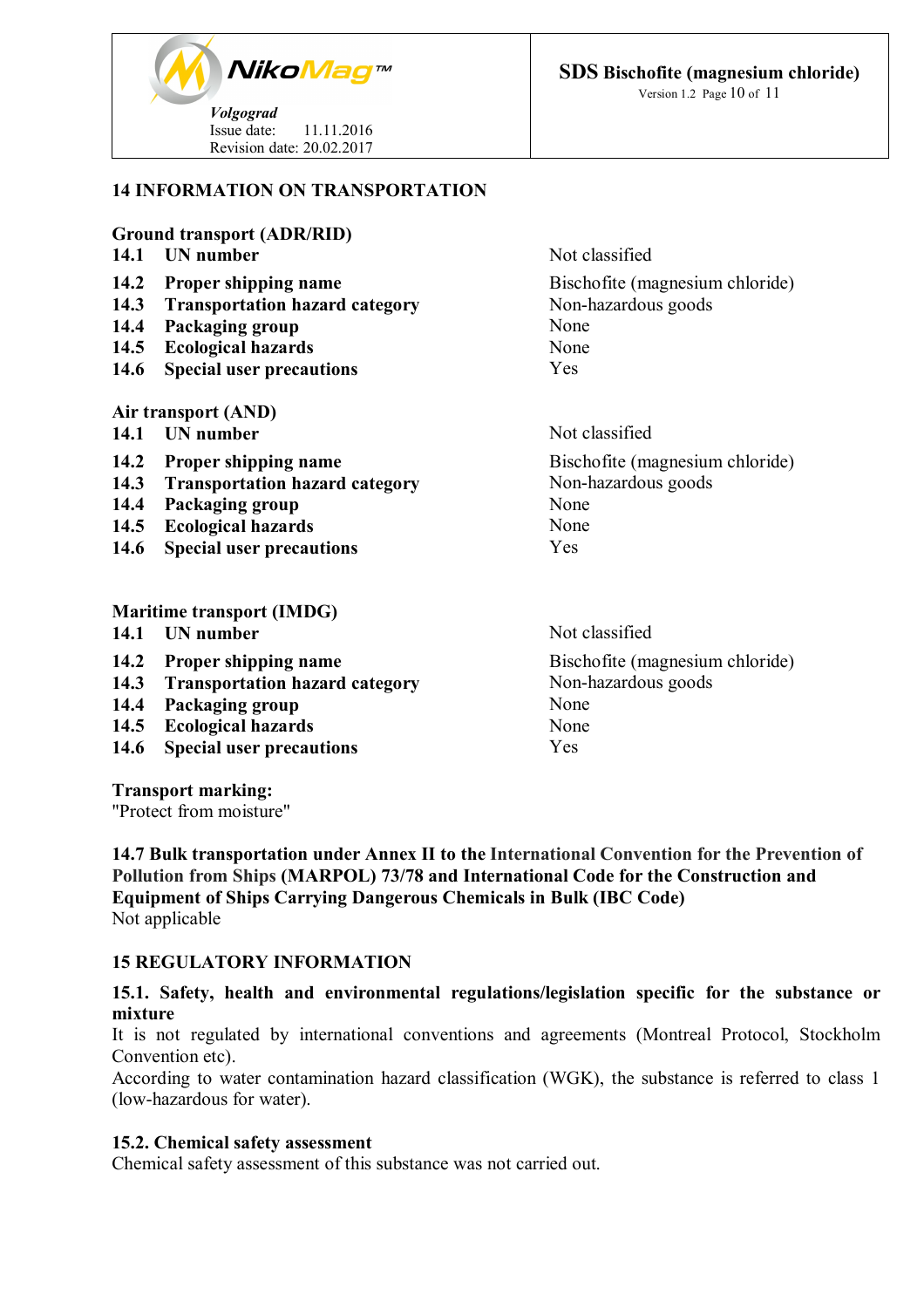## 14 INFORMATION ON TRANSPORTATION

**Ground transport (ADR/RID)**

| | |
|---|---|
| **14.1 UN number** | Not classified |
| **14.2 Proper shipping name** | Bischofite (magnesium chloride) |
| **14.3 Transportation hazard category** | Non-hazardous goods |
| **14.4 Packaging group** | None |
| **14.5 Ecological hazards** | None |
| **14.6 Special user precautions** | Yes |

**Air transport (AND)**

| | |
|---|---|
| **14.1 UN number** | Not classified |
| **14.2 Proper shipping name** | Bischofite (magnesium chloride) |
| **14.3 Transportation hazard category** | Non-hazardous goods |
| **14.4 Packaging group** | None |
| **14.5 Ecological hazards** | None |
| **14.6 Special user precautions** | Yes |

**Maritime transport (IMDG)**

| | |
|---|---|
| **14.1 UN number** | Not classified |
| **14.2 Proper shipping name** | Bischofite (magnesium chloride) |
| **14.3 Transportation hazard category** | Non-hazardous goods |
| **14.4 Packaging group** | None |
| **14.5 Ecological hazards** | None |
| **14.6 Special user precautions** | Yes |

**Transport marking:**
"Protect from moisture"

**14.7 Bulk transportation under Annex II to the International Convention for the Prevention of Pollution from Ships (MARPOL) 73/78 and International Code for the Construction and Equipment of Ships Carrying Dangerous Chemicals in Bulk (IBC Code)**
Not applicable

## 15 REGULATORY INFORMATION

**15.1. Safety, health and environmental regulations/legislation specific for the substance or mixture**

It is not regulated by international conventions and agreements (Montreal Protocol, Stockholm Convention etc).

According to water contamination hazard classification (WGK), the substance is referred to class 1 (low-hazardous for water).

**15.2. Chemical safety assessment**

Chemical safety assessment of this substance was not carried out.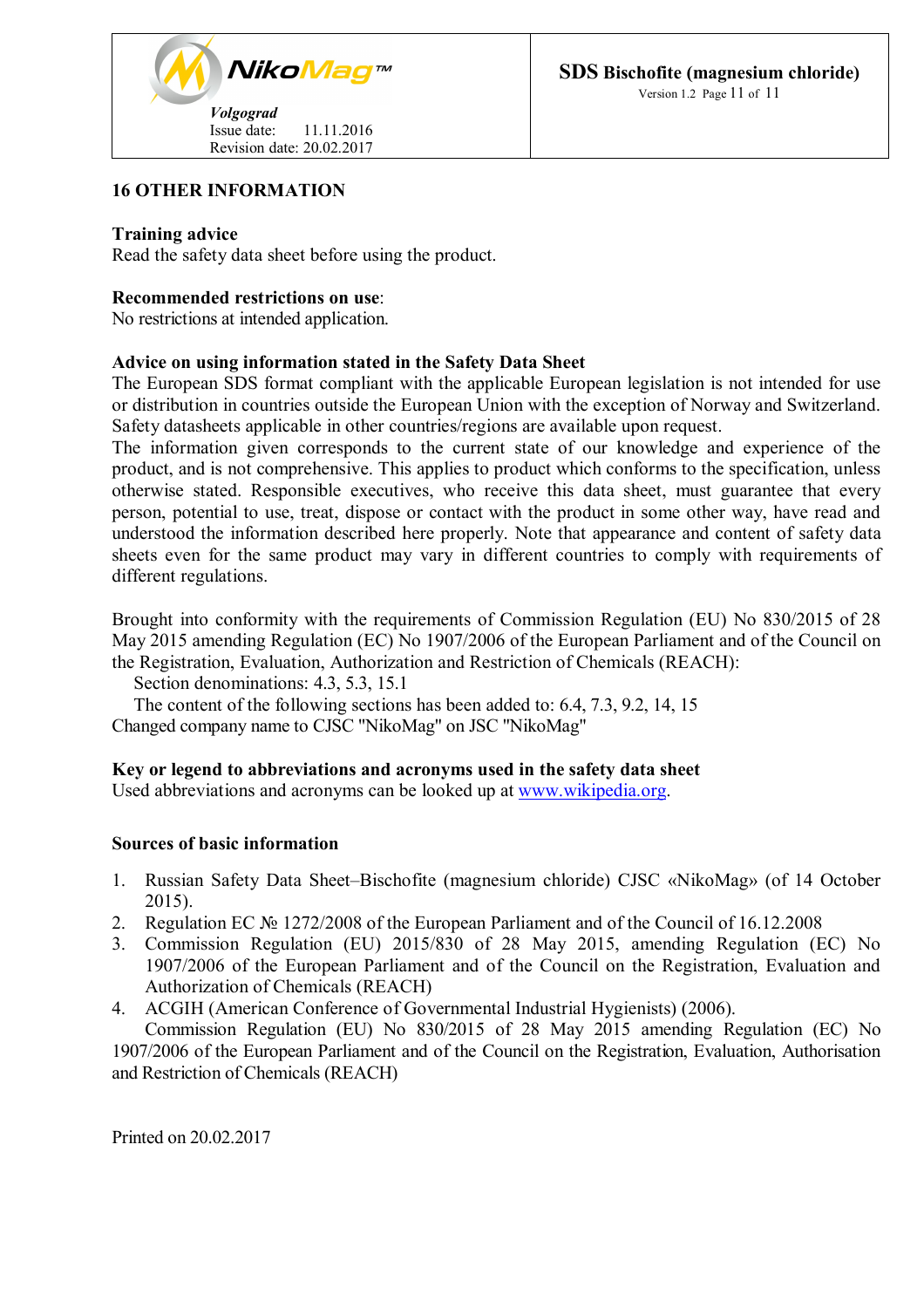## 16 OTHER INFORMATION

**Training advice**
Read the safety data sheet before using the product.

**Recommended restrictions on use**:
No restrictions at intended application.

**Advice on using information stated in the Safety Data Sheet**
The European SDS format compliant with the applicable European legislation is not intended for use or distribution in countries outside the European Union with the exception of Norway and Switzerland. Safety datasheets applicable in other countries/regions are available upon request.
The information given corresponds to the current state of our knowledge and experience of the product, and is not comprehensive. This applies to product which conforms to the specification, unless otherwise stated. Responsible executives, who receive this data sheet, must guarantee that every person, potential to use, treat, dispose or contact with the product in some other way, have read and understood the information described here properly. Note that appearance and content of safety data sheets even for the same product may vary in different countries to comply with requirements of different regulations.

Brought into conformity with the requirements of Commission Regulation (EU) No 830/2015 of 28 May 2015 amending Regulation (EC) No 1907/2006 of the European Parliament and of the Council on the Registration, Evaluation, Authorization and Restriction of Chemicals (REACH):
Section denominations: 4.3, 5.3, 15.1
The content of the following sections has been added to: 6.4, 7.3, 9.2, 14, 15
Changed company name to CJSC "NikoMag" on JSC "NikoMag"

**Key or legend to abbreviations and acronyms used in the safety data sheet**
Used abbreviations and acronyms can be looked up at www.wikipedia.org.

**Sources of basic information**

1. Russian Safety Data Sheet–Bischofite (magnesium chloride) CJSC «NikoMag» (of 14 October 2015).
2. Regulation EC № 1272/2008 of the European Parliament and of the Council of 16.12.2008
3. Commission Regulation (EU) 2015/830 of 28 May 2015, amending Regulation (EC) No 1907/2006 of the European Parliament and of the Council on the Registration, Evaluation and Authorization of Chemicals (REACH)
4. ACGIH (American Conference of Governmental Industrial Hygienists) (2006).

Commission Regulation (EU) No 830/2015 of 28 May 2015 amending Regulation (EC) No 1907/2006 of the European Parliament and of the Council on the Registration, Evaluation, Authorisation and Restriction of Chemicals (REACH)

Printed on 20.02.2017